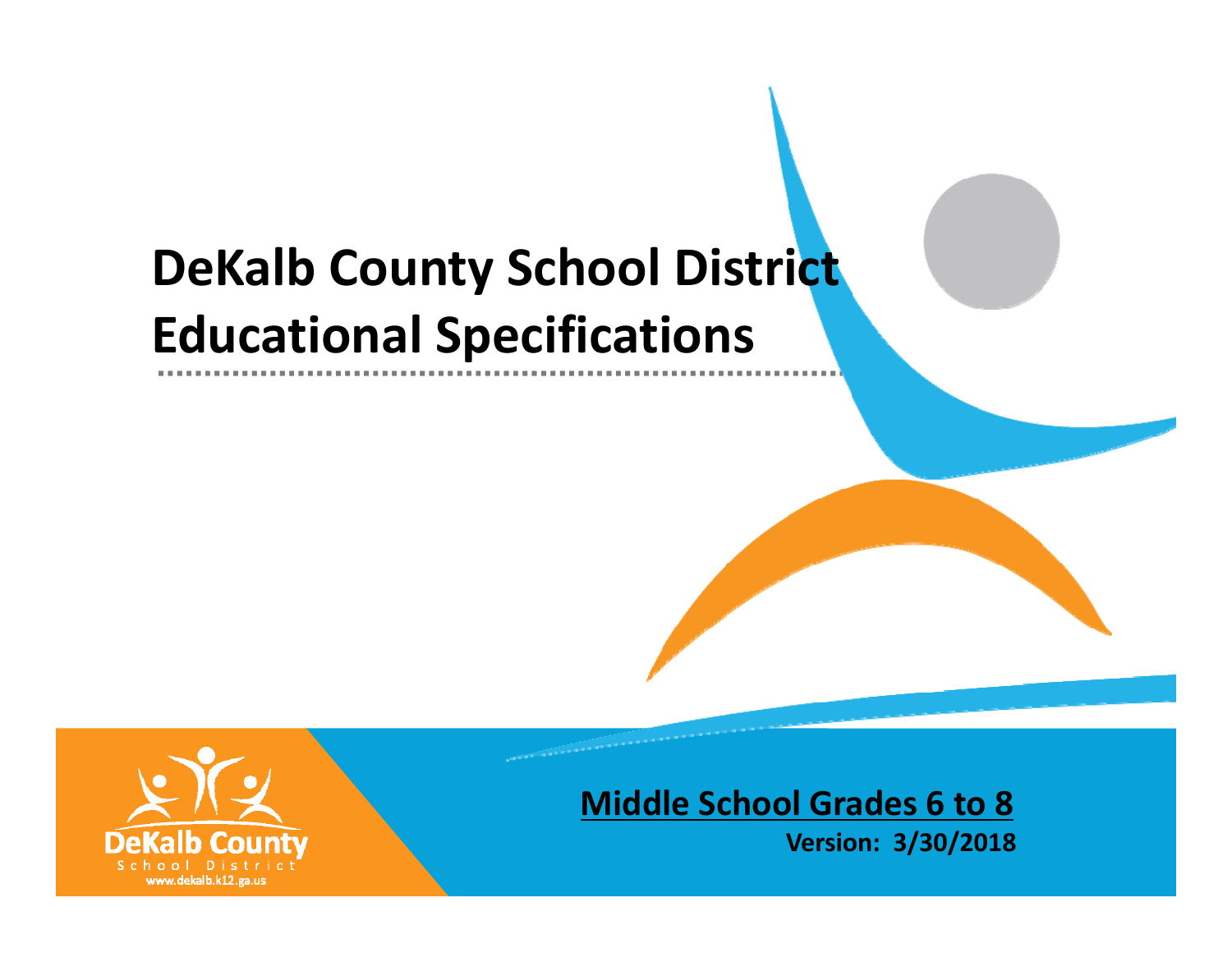# DeKalb County School District Educational Specifications

DeKalb County
School District
www.dekalb.k12.ga.us

**Middle School Grades 6 to 8**

**Version: 3/30/2018**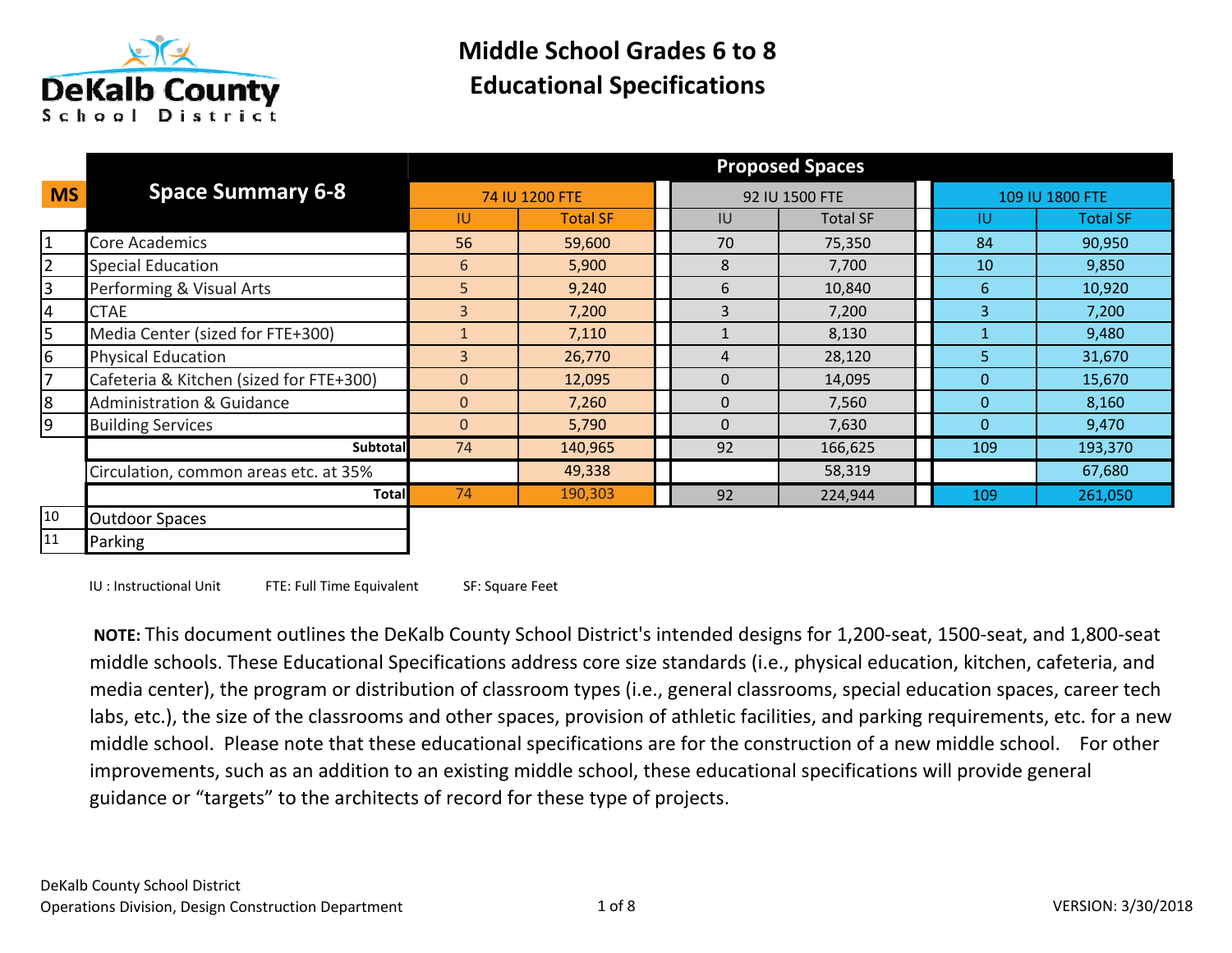# Middle School Grades 6 to 8
# Educational Specifications

| MS | Space Summary 6-8 | Proposed Spaces | | | | | |
|---|---|---|---|---|---|---|---|
| | | 74 IU 1200 FTE | | 92 IU 1500 FTE | | 109 IU 1800 FTE | |
| | | IU | Total SF | IU | Total SF | IU | Total SF |
| 1 | Core Academics | 56 | 59,600 | 70 | 75,350 | 84 | 90,950 |
| 2 | Special Education | 6 | 5,900 | 8 | 7,700 | 10 | 9,850 |
| 3 | Performing & Visual Arts | 5 | 9,240 | 6 | 10,840 | 6 | 10,920 |
| 4 | CTAE | 3 | 7,200 | 3 | 7,200 | 3 | 7,200 |
| 5 | Media Center (sized for FTE+300) | 1 | 7,110 | 1 | 8,130 | 1 | 9,480 |
| 6 | Physical Education | 3 | 26,770 | 4 | 28,120 | 5 | 31,670 |
| 7 | Cafeteria & Kitchen (sized for FTE+300) | 0 | 12,095 | 0 | 14,095 | 0 | 15,670 |
| 8 | Administration & Guidance | 0 | 7,260 | 0 | 7,560 | 0 | 8,160 |
| 9 | Building Services | 0 | 5,790 | 0 | 7,630 | 0 | 9,470 |
| | **Subtotal** | 74 | 140,965 | 92 | 166,625 | 109 | 193,370 |
| | Circulation, common areas etc. at 35% | | 49,338 | | 58,319 | | 67,680 |
| | **Total** | 74 | 190,303 | 92 | 224,944 | 109 | 261,050 |
| 10 | Outdoor Spaces | | | | | | |
| 11 | Parking | | | | | | |

IU : Instructional Unit FTE: Full Time Equivalent SF: Square Feet

**NOTE:** This document outlines the DeKalb County School District's intended designs for 1,200-seat, 1500-seat, and 1,800-seat middle schools. These Educational Specifications address core size standards (i.e., physical education, kitchen, cafeteria, and media center), the program or distribution of classroom types (i.e., general classrooms, special education spaces, career tech labs, etc.), the size of the classrooms and other spaces, provision of athletic facilities, and parking requirements, etc. for a new middle school. Please note that these educational specifications are for the construction of a new middle school. For other improvements, such as an addition to an existing middle school, these educational specifications will provide general guidance or "targets" to the architects of record for these type of projects.

DeKalb County School District
Operations Division, Design Construction Department

VERSION: 3/30/2018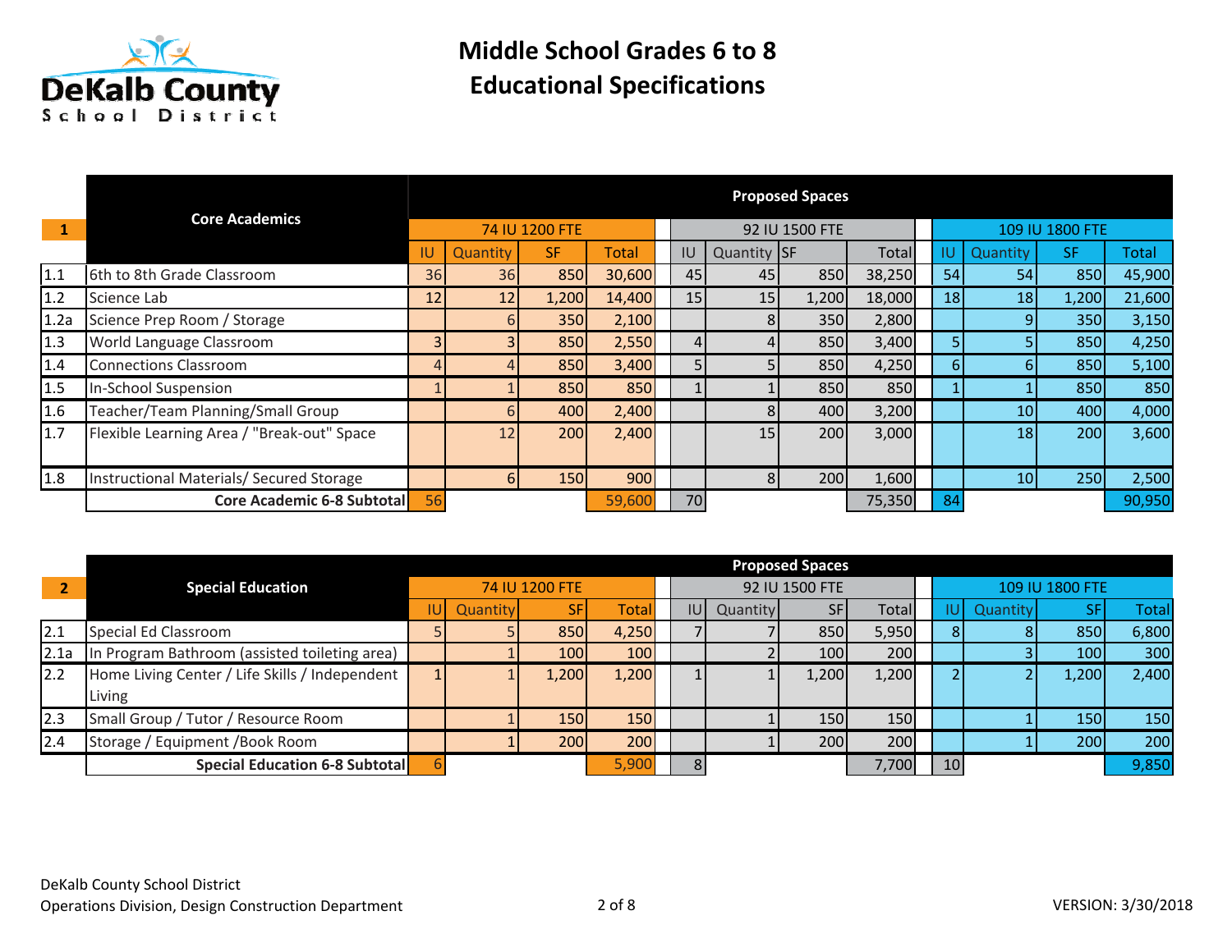# Middle School Grades 6 to 8
# Educational Specifications

| 1 | Core Academics | Proposed Spaces | | | | | | | | | | | |
|---|---|---|---|---|---|---|---|---|---|---|---|---|---|
| | | 74 IU 1200 FTE | | | | 92 IU 1500 FTE | | | | 109 IU 1800 FTE | | | |
| | | IU | Quantity | SF | Total | IU | Quantity | SF | Total | IU | Quantity | SF | Total |
| 1.1 | 6th to 8th Grade Classroom | 36 | 36 | 850 | 30,600 | 45 | 45 | 850 | 38,250 | 54 | 54 | 850 | 45,900 |
| 1.2 | Science Lab | 12 | 12 | 1,200 | 14,400 | 15 | 15 | 1,200 | 18,000 | 18 | 18 | 1,200 | 21,600 |
| 1.2a | Science Prep Room / Storage | | 6 | 350 | 2,100 | | 8 | 350 | 2,800 | | 9 | 350 | 3,150 |
| 1.3 | World Language Classroom | 3 | 3 | 850 | 2,550 | 4 | 4 | 850 | 3,400 | 5 | 5 | 850 | 4,250 |
| 1.4 | Connections Classroom | 4 | 4 | 850 | 3,400 | 5 | 5 | 850 | 4,250 | 6 | 6 | 850 | 5,100 |
| 1.5 | In-School Suspension | 1 | 1 | 850 | 850 | 1 | 1 | 850 | 850 | 1 | 1 | 850 | 850 |
| 1.6 | Teacher/Team Planning/Small Group | | 6 | 400 | 2,400 | | 8 | 400 | 3,200 | | 10 | 400 | 4,000 |
| 1.7 | Flexible Learning Area / "Break-out" Space | | 12 | 200 | 2,400 | | 15 | 200 | 3,000 | | 18 | 200 | 3,600 |
| 1.8 | Instructional Materials/ Secured Storage | | 6 | 150 | 900 | | 8 | 200 | 1,600 | | 10 | 250 | 2,500 |
| | **Core Academic 6-8 Subtotal** | 56 | | | 59,600 | 70 | | | 75,350 | 84 | | | 90,950 |

| 2 | Special Education | Proposed Spaces | | | | | | | | | | | |
|---|---|---|---|---|---|---|---|---|---|---|---|---|---|
| | | 74 IU 1200 FTE | | | | 92 IU 1500 FTE | | | | 109 IU 1800 FTE | | | |
| | | IU | Quantity | SF | Total | IU | Quantity | SF | Total | IU | Quantity | SF | Total |
| 2.1 | Special Ed Classroom | 5 | 5 | 850 | 4,250 | 7 | 7 | 850 | 5,950 | 8 | 8 | 850 | 6,800 |
| 2.1a | In Program Bathroom (assisted toileting area) | | 1 | 100 | 100 | | 2 | 100 | 200 | | 3 | 100 | 300 |
| 2.2 | Home Living Center / Life Skills / Independent Living | 1 | 1 | 1,200 | 1,200 | 1 | 1 | 1,200 | 1,200 | 2 | 2 | 1,200 | 2,400 |
| 2.3 | Small Group / Tutor / Resource Room | | 1 | 150 | 150 | | 1 | 150 | 150 | | 1 | 150 | 150 |
| 2.4 | Storage / Equipment /Book Room | | 1 | 200 | 200 | | 1 | 200 | 200 | | 1 | 200 | 200 |
| | **Special Education 6-8 Subtotal** | 6 | | | 5,900 | 8 | | | 7,700 | 10 | | | 9,850 |

DeKalb County School District
Operations Division, Design Construction Department

VERSION: 3/30/2018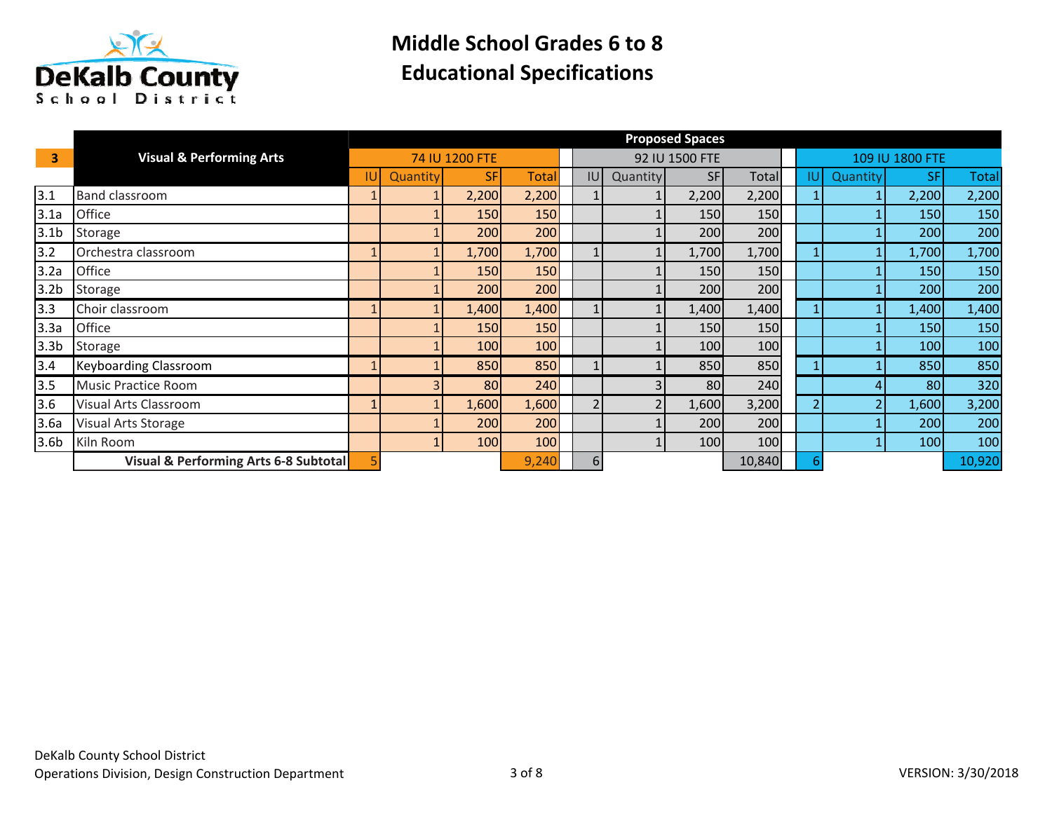# Middle School Grades 6 to 8
## Educational Specifications

| 3 | Visual & Performing Arts | Proposed Spaces | | | | | | | | | | | |
|---|---|---|---|---|---|---|---|---|---|---|---|---|---|
| | | 74 IU 1200 FTE | | | | 92 IU 1500 FTE | | | | 109 IU 1800 FTE | | | |
| | | IU | Quantity | SF | Total | IU | Quantity | SF | Total | IU | Quantity | SF | Total |
| 3.1 | Band classroom | 1 | 1 | 2,200 | 2,200 | 1 | 1 | 2,200 | 2,200 | 1 | 1 | 2,200 | 2,200 |
| 3.1a | Office | | 1 | 150 | 150 | | 1 | 150 | 150 | | 1 | 150 | 150 |
| 3.1b | Storage | | 1 | 200 | 200 | | 1 | 200 | 200 | | 1 | 200 | 200 |
| 3.2 | Orchestra classroom | 1 | 1 | 1,700 | 1,700 | 1 | 1 | 1,700 | 1,700 | 1 | 1 | 1,700 | 1,700 |
| 3.2a | Office | | 1 | 150 | 150 | | 1 | 150 | 150 | | 1 | 150 | 150 |
| 3.2b | Storage | | 1 | 200 | 200 | | 1 | 200 | 200 | | 1 | 200 | 200 |
| 3.3 | Choir classroom | 1 | 1 | 1,400 | 1,400 | 1 | 1 | 1,400 | 1,400 | 1 | 1 | 1,400 | 1,400 |
| 3.3a | Office | | 1 | 150 | 150 | | 1 | 150 | 150 | | 1 | 150 | 150 |
| 3.3b | Storage | | 1 | 100 | 100 | | 1 | 100 | 100 | | 1 | 100 | 100 |
| 3.4 | Keyboarding Classroom | 1 | 1 | 850 | 850 | 1 | 1 | 850 | 850 | 1 | 1 | 850 | 850 |
| 3.5 | Music Practice Room | | 3 | 80 | 240 | | 3 | 80 | 240 | | 4 | 80 | 320 |
| 3.6 | Visual Arts Classroom | 1 | 1 | 1,600 | 1,600 | 2 | 2 | 1,600 | 3,200 | 2 | 2 | 1,600 | 3,200 |
| 3.6a | Visual Arts Storage | | 1 | 200 | 200 | | 1 | 200 | 200 | | 1 | 200 | 200 |
| 3.6b | Kiln Room | | 1 | 100 | 100 | | 1 | 100 | 100 | | 1 | 100 | 100 |
| | **Visual & Performing Arts 6-8 Subtotal** | 5 | | | 9,240 | 6 | | | 10,840 | 6 | | | 10,920 |

DeKalb County School District
Operations Division, Design Construction Department

VERSION: 3/30/2018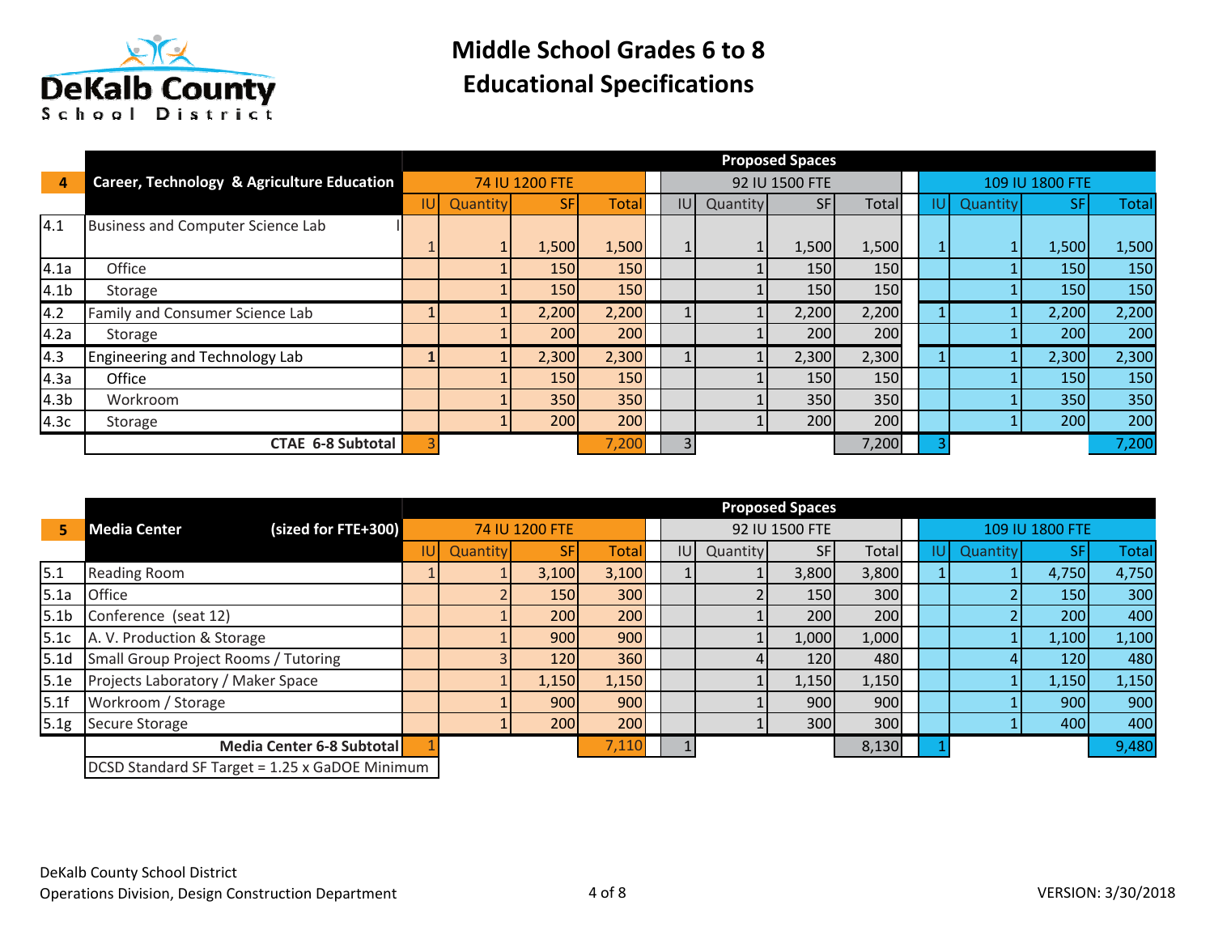# Middle School Grades 6 to 8
## Educational Specifications

| 4 | Career, Technology & Agriculture Education | Proposed Spaces: 74 IU 1200 FTE | | | | 92 IU 1500 FTE | | | | 109 IU 1800 FTE | | | |
|---|---|---|---|---|---|---|---|---|---|---|---|---|---|
| | | IU | Quantity | SF | Total | IU | Quantity | SF | Total | IU | Quantity | SF | Total |
| 4.1 | Business and Computer Science Lab | 1 | 1 | 1,500 | 1,500 | 1 | 1 | 1,500 | 1,500 | 1 | 1 | 1,500 | 1,500 |
| 4.1a | Office | | 1 | 150 | 150 | | 1 | 150 | 150 | | 1 | 150 | 150 |
| 4.1b | Storage | | 1 | 150 | 150 | | 1 | 150 | 150 | | 1 | 150 | 150 |
| 4.2 | Family and Consumer Science Lab | 1 | 1 | 2,200 | 2,200 | 1 | 1 | 2,200 | 2,200 | 1 | 1 | 2,200 | 2,200 |
| 4.2a | Storage | | 1 | 200 | 200 | | 1 | 200 | 200 | | 1 | 200 | 200 |
| 4.3 | Engineering and Technology Lab | 1 | 1 | 2,300 | 2,300 | 1 | 1 | 2,300 | 2,300 | 1 | 1 | 2,300 | 2,300 |
| 4.3a | Office | | 1 | 150 | 150 | | 1 | 150 | 150 | | 1 | 150 | 150 |
| 4.3b | Workroom | | 1 | 350 | 350 | | 1 | 350 | 350 | | 1 | 350 | 350 |
| 4.3c | Storage | | 1 | 200 | 200 | | 1 | 200 | 200 | | 1 | 200 | 200 |
| | **CTAE 6-8 Subtotal** | 3 | | | 7,200 | 3 | | | 7,200 | 3 | | | 7,200 |

| 5 | Media Center (sized for FTE+300) | Proposed Spaces: 74 IU 1200 FTE | | | | 92 IU 1500 FTE | | | | 109 IU 1800 FTE | | | |
|---|---|---|---|---|---|---|---|---|---|---|---|---|---|
| | | IU | Quantity | SF | Total | IU | Quantity | SF | Total | IU | Quantity | SF | Total |
| 5.1 | Reading Room | 1 | 1 | 3,100 | 3,100 | 1 | 1 | 3,800 | 3,800 | 1 | 1 | 4,750 | 4,750 |
| 5.1a | Office | | 2 | 150 | 300 | | 2 | 150 | 300 | | 2 | 150 | 300 |
| 5.1b | Conference (seat 12) | | 1 | 200 | 200 | | 1 | 200 | 200 | | 2 | 200 | 400 |
| 5.1c | A. V. Production & Storage | | 1 | 900 | 900 | | 1 | 1,000 | 1,000 | | 1 | 1,100 | 1,100 |
| 5.1d | Small Group Project Rooms / Tutoring | | 3 | 120 | 360 | | 4 | 120 | 480 | | 4 | 120 | 480 |
| 5.1e | Projects Laboratory / Maker Space | | 1 | 1,150 | 1,150 | | 1 | 1,150 | 1,150 | | 1 | 1,150 | 1,150 |
| 5.1f | Workroom / Storage | | 1 | 900 | 900 | | 1 | 900 | 900 | | 1 | 900 | 900 |
| 5.1g | Secure Storage | | 1 | 200 | 200 | | 1 | 300 | 300 | | 1 | 400 | 400 |
| | **Media Center 6-8 Subtotal** | 1 | | | 7,110 | 1 | | | 8,130 | 1 | | | 9,480 |

DCSD Standard SF Target = 1.25 x GaDOE Minimum

DeKalb County School District
Operations Division, Design Construction Department

VERSION: 3/30/2018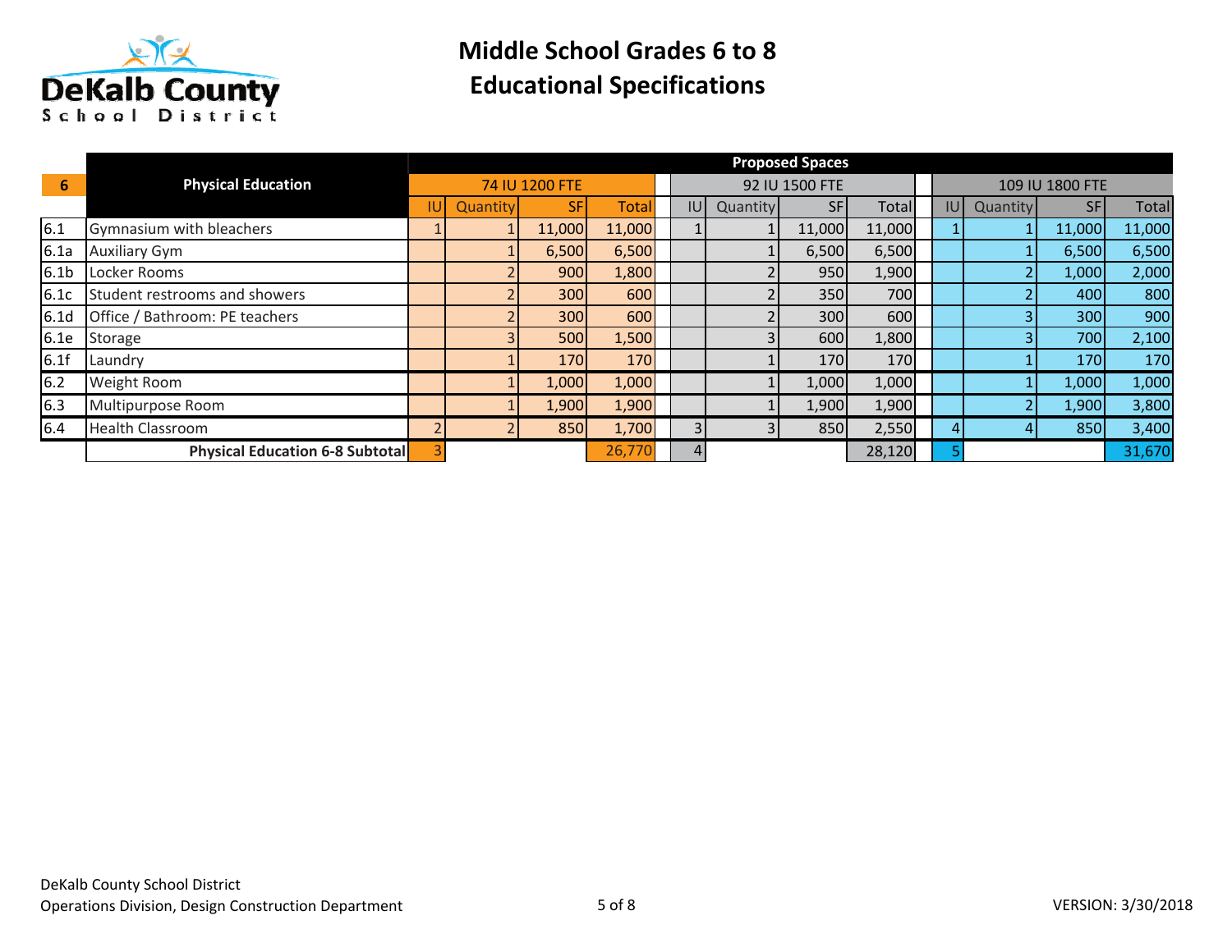# Middle School Grades 6 to 8
## Educational Specifications

| 6 | Physical Education | Proposed Spaces | | | | | | | | | | | |
|---|---|---|---|---|---|---|---|---|---|---|---|---|---|
| | | 74 IU 1200 FTE | | | | 92 IU 1500 FTE | | | | 109 IU 1800 FTE | | | |
| | | IU | Quantity | SF | Total | IU | Quantity | SF | Total | IU | Quantity | SF | Total |
| 6.1 | Gymnasium with bleachers | 1 | 1 | 11,000 | 11,000 | 1 | 1 | 11,000 | 11,000 | 1 | 1 | 11,000 | 11,000 |
| 6.1a | Auxiliary Gym | | 1 | 6,500 | 6,500 | | 1 | 6,500 | 6,500 | | 1 | 6,500 | 6,500 |
| 6.1b | Locker Rooms | | 2 | 900 | 1,800 | | 2 | 950 | 1,900 | | 2 | 1,000 | 2,000 |
| 6.1c | Student restrooms and showers | | 2 | 300 | 600 | | 2 | 350 | 700 | | 2 | 400 | 800 |
| 6.1d | Office / Bathroom: PE teachers | | 2 | 300 | 600 | | 2 | 300 | 600 | | 3 | 300 | 900 |
| 6.1e | Storage | | 3 | 500 | 1,500 | | 3 | 600 | 1,800 | | 3 | 700 | 2,100 |
| 6.1f | Laundry | | 1 | 170 | 170 | | 1 | 170 | 170 | | 1 | 170 | 170 |
| 6.2 | Weight Room | | 1 | 1,000 | 1,000 | | 1 | 1,000 | 1,000 | | 1 | 1,000 | 1,000 |
| 6.3 | Multipurpose Room | | 1 | 1,900 | 1,900 | | 1 | 1,900 | 1,900 | | 2 | 1,900 | 3,800 |
| 6.4 | Health Classroom | 2 | 2 | 850 | 1,700 | 3 | 3 | 850 | 2,550 | 4 | 4 | 850 | 3,400 |
| | **Physical Education 6-8 Subtotal** | 3 | | | 26,770 | 4 | | | 28,120 | 5 | | | 31,670 |

DeKalb County School District
Operations Division, Design Construction Department

VERSION: 3/30/2018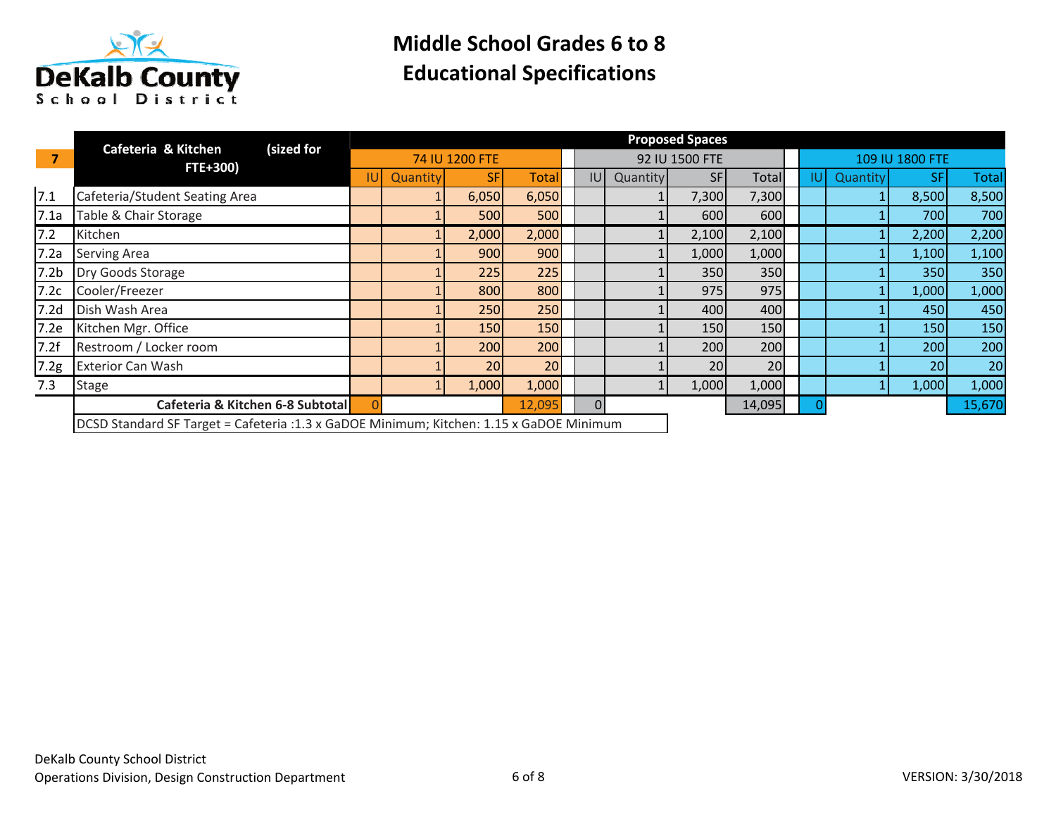# Middle School Grades 6 to 8
## Educational Specifications

| 7 | Cafeteria & Kitchen (sized for FTE+300) | Proposed Spaces | | | | | | | | | | | |
|---|---|---|---|---|---|---|---|---|---|---|---|---|---|
| | | 74 IU 1200 FTE | | | | 92 IU 1500 FTE | | | | 109 IU 1800 FTE | | | |
| | | IU | Quantity | SF | Total | IU | Quantity | SF | Total | IU | Quantity | SF | Total |
| 7.1 | Cafeteria/Student Seating Area | | 1 | 6,050 | 6,050 | | 1 | 7,300 | 7,300 | | 1 | 8,500 | 8,500 |
| 7.1a | Table & Chair Storage | | 1 | 500 | 500 | | 1 | 600 | 600 | | 1 | 700 | 700 |
| 7.2 | Kitchen | | 1 | 2,000 | 2,000 | | 1 | 2,100 | 2,100 | | 1 | 2,200 | 2,200 |
| 7.2a | Serving Area | | 1 | 900 | 900 | | 1 | 1,000 | 1,000 | | 1 | 1,100 | 1,100 |
| 7.2b | Dry Goods Storage | | 1 | 225 | 225 | | 1 | 350 | 350 | | 1 | 350 | 350 |
| 7.2c | Cooler/Freezer | | 1 | 800 | 800 | | 1 | 975 | 975 | | 1 | 1,000 | 1,000 |
| 7.2d | Dish Wash Area | | 1 | 250 | 250 | | 1 | 400 | 400 | | 1 | 450 | 450 |
| 7.2e | Kitchen Mgr. Office | | 1 | 150 | 150 | | 1 | 150 | 150 | | 1 | 150 | 150 |
| 7.2f | Restroom / Locker room | | 1 | 200 | 200 | | 1 | 200 | 200 | | 1 | 200 | 200 |
| 7.2g | Exterior Can Wash | | 1 | 20 | 20 | | 1 | 20 | 20 | | 1 | 20 | 20 |
| 7.3 | Stage | | 1 | 1,000 | 1,000 | | 1 | 1,000 | 1,000 | | 1 | 1,000 | 1,000 |
| | **Cafeteria & Kitchen 6-8 Subtotal** | 0 | | | 12,095 | 0 | | | 14,095 | 0 | | | 15,670 |

DCSD Standard SF Target = Cafeteria :1.3 x GaDOE Minimum; Kitchen: 1.15 x GaDOE Minimum

DeKalb County School District
Operations Division, Design Construction Department

VERSION: 3/30/2018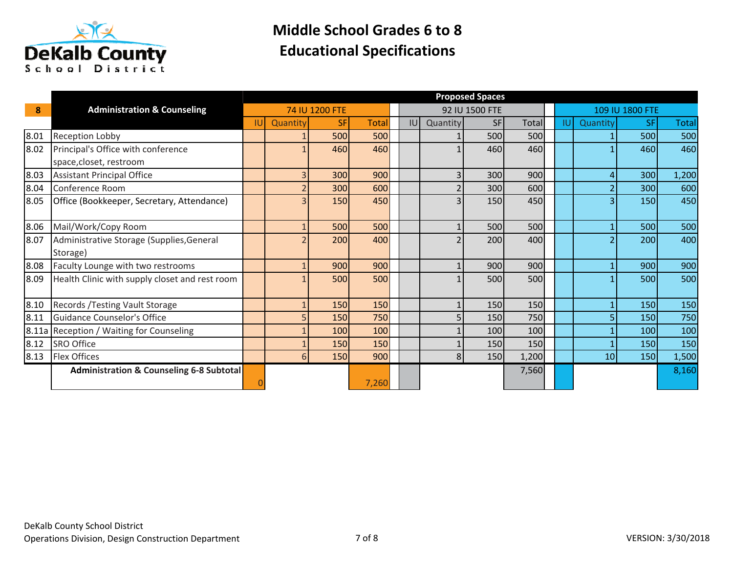DeKalb County School District

# Middle School Grades 6 to 8
# Educational Specifications

| | | Proposed Spaces | | | | | | | | | | | |
|---|---|---|---|---|---|---|---|---|---|---|---|---|---|
| **8** | **Administration & Counseling** | 74 IU 1200 FTE | | | | 92 IU 1500 FTE | | | | 109 IU 1800 FTE | | | |
| | | IU | Quantity | SF | Total | IU | Quantity | SF | Total | IU | Quantity | SF | Total |
| 8.01 | Reception Lobby | | 1 | 500 | 500 | | 1 | 500 | 500 | | 1 | 500 | 500 |
| 8.02 | Principal's Office with conference space,closet, restroom | | 1 | 460 | 460 | | 1 | 460 | 460 | | 1 | 460 | 460 |
| 8.03 | Assistant Principal Office | | 3 | 300 | 900 | | 3 | 300 | 900 | | 4 | 300 | 1,200 |
| 8.04 | Conference Room | | 2 | 300 | 600 | | 2 | 300 | 600 | | 2 | 300 | 600 |
| 8.05 | Office (Bookkeeper, Secretary, Attendance) | | 3 | 150 | 450 | | 3 | 150 | 450 | | 3 | 150 | 450 |
| 8.06 | Mail/Work/Copy Room | | 1 | 500 | 500 | | 1 | 500 | 500 | | 1 | 500 | 500 |
| 8.07 | Administrative Storage (Supplies,General Storage) | | 2 | 200 | 400 | | 2 | 200 | 400 | | 2 | 200 | 400 |
| 8.08 | Faculty Lounge with two restrooms | | 1 | 900 | 900 | | 1 | 900 | 900 | | 1 | 900 | 900 |
| 8.09 | Health Clinic with supply closet and rest room | | 1 | 500 | 500 | | 1 | 500 | 500 | | 1 | 500 | 500 |
| 8.10 | Records /Testing Vault Storage | | 1 | 150 | 150 | | 1 | 150 | 150 | | 1 | 150 | 150 |
| 8.11 | Guidance Counselor's Office | | 5 | 150 | 750 | | 5 | 150 | 750 | | 5 | 150 | 750 |
| 8.11a | Reception / Waiting for Counseling | | 1 | 100 | 100 | | 1 | 100 | 100 | | 1 | 100 | 100 |
| 8.12 | SRO Office | | 1 | 150 | 150 | | 1 | 150 | 150 | | 1 | 150 | 150 |
| 8.13 | Flex Offices | | 6 | 150 | 900 | | 8 | 150 | 1,200 | | 10 | 150 | 1,500 |
| | **Administration & Counseling 6-8 Subtotal** | 0 | | | 7,260 | | | | 7,560 | | | | 8,160 |

DeKalb County School District
Operations Division, Design Construction Department

VERSION: 3/30/2018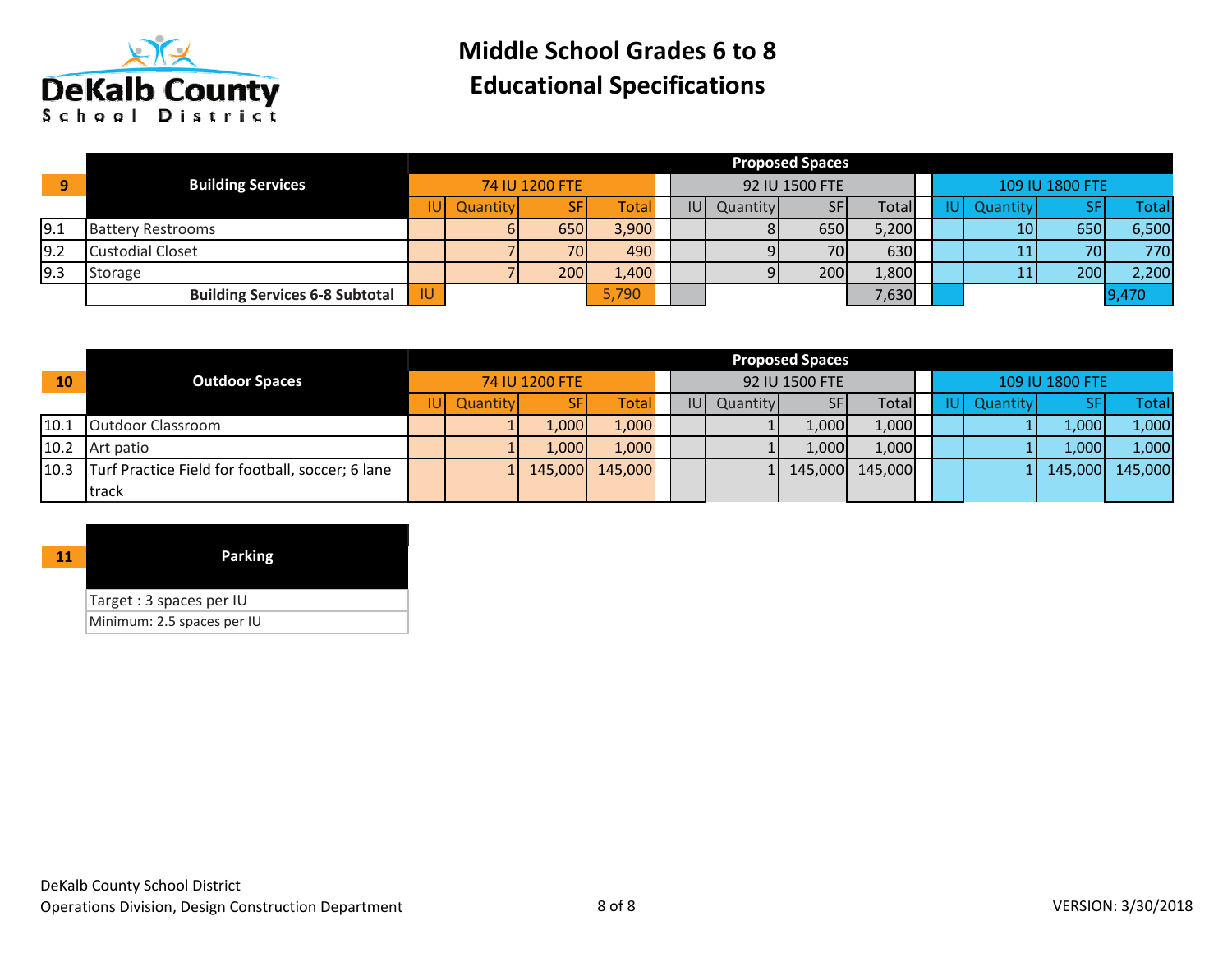# Middle School Grades 6 to 8
## Educational Specifications

| 9 | Building Services | Proposed Spaces | | | | | | | | | | | |
|---|---|---|---|---|---|---|---|---|---|---|---|---|---|
| | | 74 IU 1200 FTE | | | | 92 IU 1500 FTE | | | | 109 IU 1800 FTE | | | |
| | | IU | Quantity | SF | Total | IU | Quantity | SF | Total | IU | Quantity | SF | Total |
| 9.1 | Battery Restrooms | | 6 | 650 | 3,900 | | 8 | 650 | 5,200 | | 10 | 650 | 6,500 |
| 9.2 | Custodial Closet | | 7 | 70 | 490 | | 9 | 70 | 630 | | 11 | 70 | 770 |
| 9.3 | Storage | | 7 | 200 | 1,400 | | 9 | 200 | 1,800 | | 11 | 200 | 2,200 |
| | **Building Services 6-8 Subtotal** | IU | | | 5,790 | | | | 7,630 | | | | 9,470 |

| 10 | Outdoor Spaces | Proposed Spaces | | | | | | | | | | | |
|---|---|---|---|---|---|---|---|---|---|---|---|---|---|
| | | 74 IU 1200 FTE | | | | 92 IU 1500 FTE | | | | 109 IU 1800 FTE | | | |
| | | IU | Quantity | SF | Total | IU | Quantity | SF | Total | IU | Quantity | SF | Total |
| 10.1 | Outdoor Classroom | | 1 | 1,000 | 1,000 | | 1 | 1,000 | 1,000 | | 1 | 1,000 | 1,000 |
| 10.2 | Art patio | | 1 | 1,000 | 1,000 | | 1 | 1,000 | 1,000 | | 1 | 1,000 | 1,000 |
| 10.3 | Turf Practice Field for football, soccer; 6 lane track | | 1 | 145,000 | 145,000 | | 1 | 145,000 | 145,000 | | 1 | 145,000 | 145,000 |

| 11 | Parking |
|---|---|
| | Target : 3 spaces per IU |
| | Minimum: 2.5 spaces per IU |

DeKalb County School District
Operations Division, Design Construction Department

VERSION: 3/30/2018